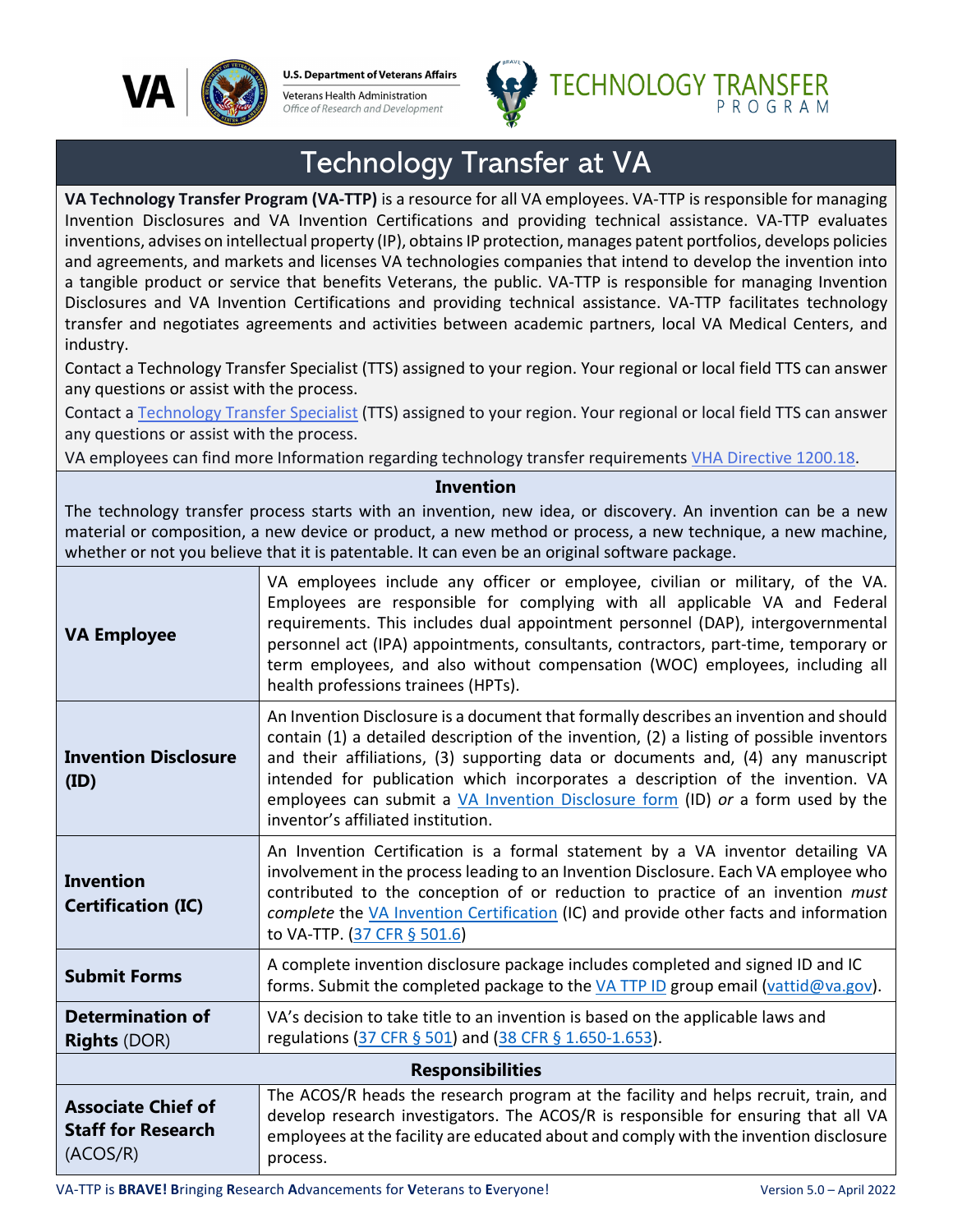# Technology Transfer at VA

**VA Technology Transfer Program (VA-TTP)** is a resource for all VA employees. VA-TTP is responsible for managing Invention Disclosures and VA Invention Certifications and providing technical assistance. VA-TTP evaluates inventions, advises on intellectual property (IP), obtains IP protection, manages patent portfolios, develops policies and agreements, and markets and licenses VA technologies companies that intend to develop the invention into a tangible product or service that benefits Veterans, the public. VA-TTP is responsible for managing Invention Disclosures and VA Invention Certifications and providing technical assistance. VA-TTP facilitates technology transfer and negotiates agreements and activities between academic partners, local VA Medical Centers, and industry.

Contact a Technology Transfer Specialist (TTS) assigned to your region. Your regional or local field TTS can answer any questions or assist with the process.

Contact a Technology Transfer Specialist (TTS) assigned to your region. Your regional or local field TTS can answer any questions or assist with the process.

VA employees can find more Information regarding technology transfer requirements VHA Directive 1200.18.

## Invention

The technology transfer process starts with an invention, new idea, or discovery. An invention can be a new material or composition, a new device or product, a new method or process, a new technique, a new machine, whether or not you believe that it is patentable. It can even be an original software package.

| | |
|---|---|
| **VA Employee** | VA employees include any officer or employee, civilian or military, of the VA. Employees are responsible for complying with all applicable VA and Federal requirements. This includes dual appointment personnel (DAP), intergovernmental personnel act (IPA) appointments, consultants, contractors, part-time, temporary or term employees, and also without compensation (WOC) employees, including all health professions trainees (HPTs). |
| **Invention Disclosure (ID)** | An Invention Disclosure is a document that formally describes an invention and should contain (1) a detailed description of the invention, (2) a listing of possible inventors and their affiliations, (3) supporting data or documents and, (4) any manuscript intended for publication which incorporates a description of the invention. VA employees can submit a VA Invention Disclosure form (ID) *or* a form used by the inventor's affiliated institution. |
| **Invention Certification (IC)** | An Invention Certification is a formal statement by a VA inventor detailing VA involvement in the process leading to an Invention Disclosure. Each VA employee who contributed to the conception of or reduction to practice of an invention *must complete* the VA Invention Certification (IC) and provide other facts and information to VA-TTP. (37 CFR § 501.6) |
| **Submit Forms** | A complete invention disclosure package includes completed and signed ID and IC forms. Submit the completed package to the VA TTP ID group email (vattid@va.gov). |
| **Determination of Rights** (DOR) | VA's decision to take title to an invention is based on the applicable laws and regulations (37 CFR § 501) and (38 CFR § 1.650-1.653). |

## Responsibilities

| | |
|---|---|
| **Associate Chief of Staff for Research** (ACOS/R) | The ACOS/R heads the research program at the facility and helps recruit, train, and develop research investigators. The ACOS/R is responsible for ensuring that all VA employees at the facility are educated about and comply with the invention disclosure process. |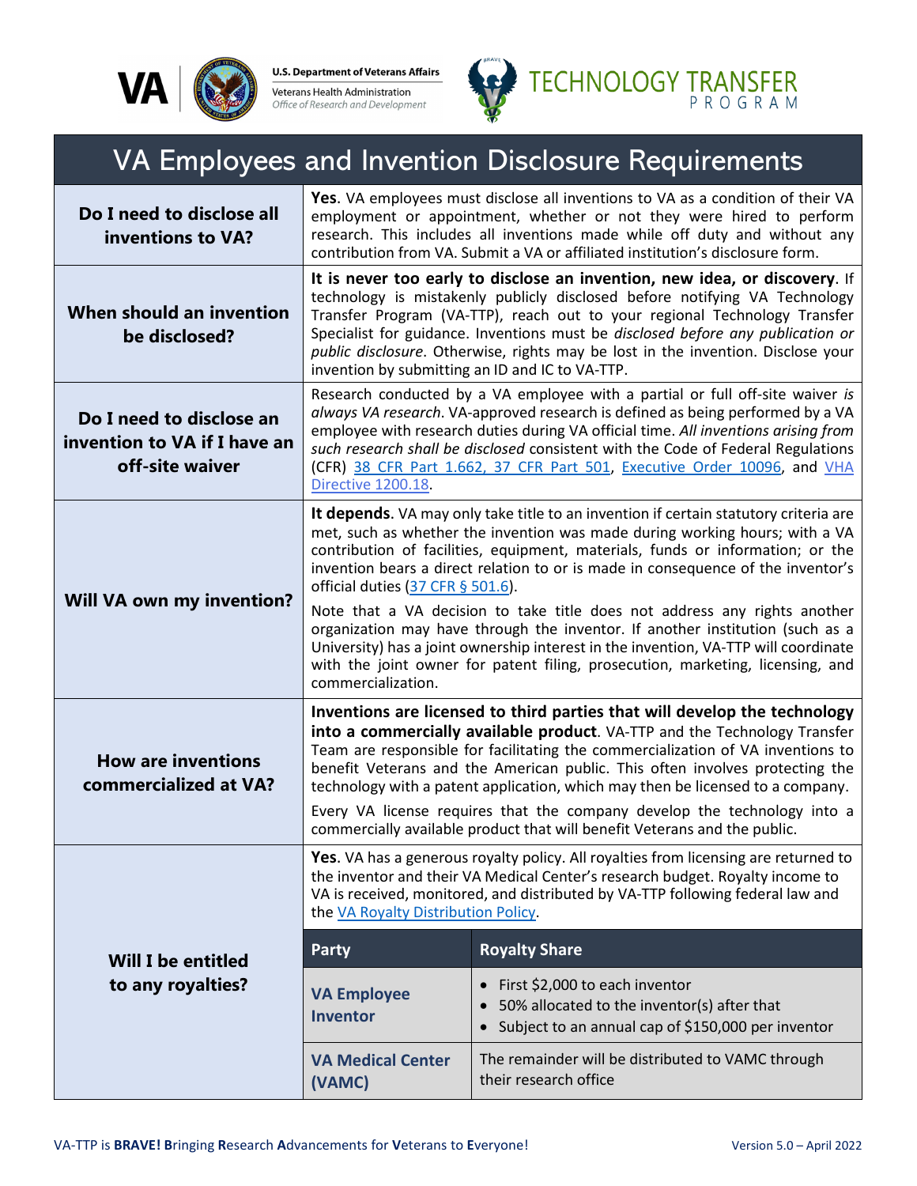U.S. Department of Veterans Affairs
Veterans Health Administration
Office of Research and Development

TECHNOLOGY TRANSFER PROGRAM

# VA Employees and Invention Disclosure Requirements

| | |
|---|---|
| **Do I need to disclose all inventions to VA?** | **Yes**. VA employees must disclose all inventions to VA as a condition of their VA employment or appointment, whether or not they were hired to perform research. This includes all inventions made while off duty and without any contribution from VA. Submit a VA or affiliated institution's disclosure form. |
| **When should an invention be disclosed?** | **It is never too early to disclose an invention, new idea, or discovery**. If technology is mistakenly publicly disclosed before notifying VA Technology Transfer Program (VA-TTP), reach out to your regional Technology Transfer Specialist for guidance. Inventions must be *disclosed before any publication or public disclosure*. Otherwise, rights may be lost in the invention. Disclose your invention by submitting an ID and IC to VA-TTP. |
| **Do I need to disclose an invention to VA if I have an off-site waiver** | Research conducted by a VA employee with a partial or full off-site waiver *is always VA research*. VA-approved research is defined as being performed by a VA employee with research duties during VA official time. *All inventions arising from such research shall be disclosed* consistent with the Code of Federal Regulations (CFR) 38 CFR Part 1.662, 37 CFR Part 501, Executive Order 10096, and VHA Directive 1200.18. |
| **Will VA own my invention?** | **It depends**. VA may only take title to an invention if certain statutory criteria are met, such as whether the invention was made during working hours; with a VA contribution of facilities, equipment, materials, funds or information; or the invention bears a direct relation to or is made in consequence of the inventor's official duties (37 CFR § 501.6).<br><br>Note that a VA decision to take title does not address any rights another organization may have through the inventor. If another institution (such as a University) has a joint ownership interest in the invention, VA-TTP will coordinate with the joint owner for patent filing, prosecution, marketing, licensing, and commercialization. |
| **How are inventions commercialized at VA?** | **Inventions are licensed to third parties that will develop the technology into a commercially available product**. VA-TTP and the Technology Transfer Team are responsible for facilitating the commercialization of VA inventions to benefit Veterans and the American public. This often involves protecting the technology with a patent application, which may then be licensed to a company.<br><br>Every VA license requires that the company develop the technology into a commercially available product that will benefit Veterans and the public. |
| **Will I be entitled to any royalties?** | **Yes**. VA has a generous royalty policy. All royalties from licensing are returned to the inventor and their VA Medical Center's research budget. Royalty income to VA is received, monitored, and distributed by VA-TTP following federal law and the VA Royalty Distribution Policy. |

| Party | Royalty Share |
|---|---|
| **VA Employee Inventor** | • First $2,000 to each inventor<br>• 50% allocated to the inventor(s) after that<br>• Subject to an annual cap of $150,000 per inventor |
| **VA Medical Center (VAMC)** | The remainder will be distributed to VAMC through their research office |

VA-TTP is **BRAVE! B**ringing **R**esearch **A**dvancements for **V**eterans to **E**veryone!

Version 5.0 – April 2022